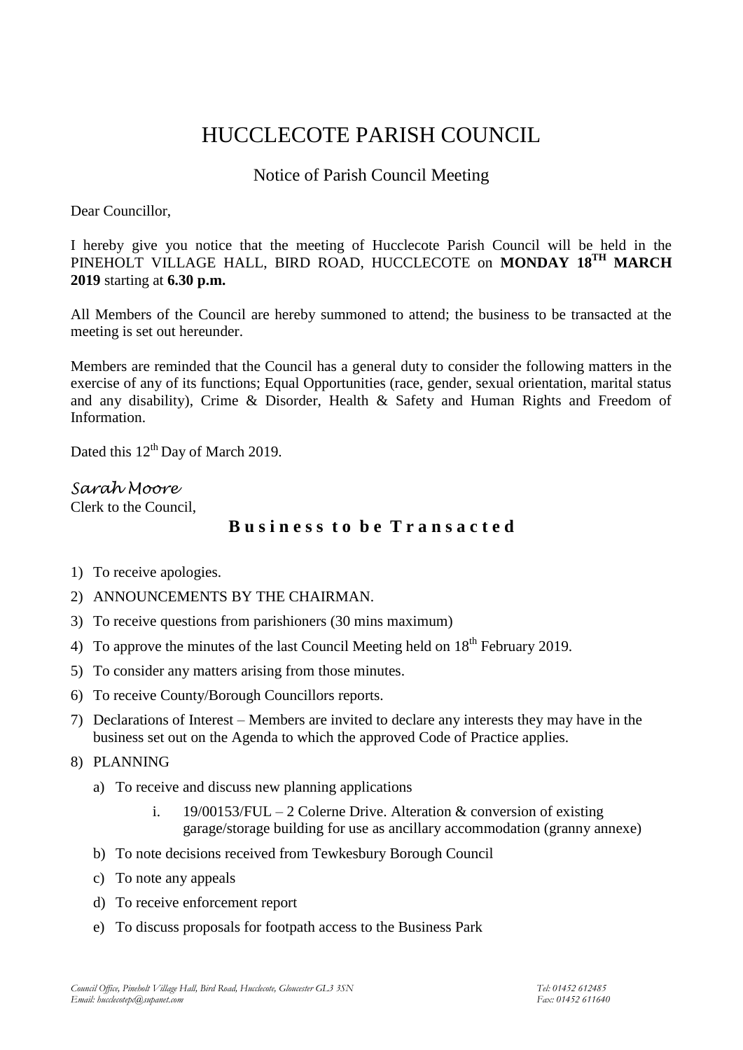# HUCCLECOTE PARISH COUNCIL

## Notice of Parish Council Meeting

Dear Councillor,

I hereby give you notice that the meeting of Hucclecote Parish Council will be held in the PINEHOLT VILLAGE HALL, BIRD ROAD, HUCCLECOTE on **MONDAY 18TH MARCH 2019** starting at **6.30 p.m.**

All Members of the Council are hereby summoned to attend; the business to be transacted at the meeting is set out hereunder.

Members are reminded that the Council has a general duty to consider the following matters in the exercise of any of its functions; Equal Opportunities (race, gender, sexual orientation, marital status and any disability), Crime & Disorder, Health & Safety and Human Rights and Freedom of Information.

Dated this 12th Day of March 2019.

*Sarah Moore*
Clerk to the Council,

### **Business to be Transacted**

1) To receive apologies.
2) ANNOUNCEMENTS BY THE CHAIRMAN.
3) To receive questions from parishioners (30 mins maximum)
4) To approve the minutes of the last Council Meeting held on 18th February 2019.
5) To consider any matters arising from those minutes.
6) To receive County/Borough Councillors reports.
7) Declarations of Interest – Members are invited to declare any interests they may have in the business set out on the Agenda to which the approved Code of Practice applies.
8) PLANNING
   a) To receive and discuss new planning applications
      i. 19/00153/FUL – 2 Colerne Drive. Alteration & conversion of existing garage/storage building for use as ancillary accommodation (granny annexe)
   b) To note decisions received from Tewkesbury Borough Council
   c) To note any appeals
   d) To receive enforcement report
   e) To discuss proposals for footpath access to the Business Park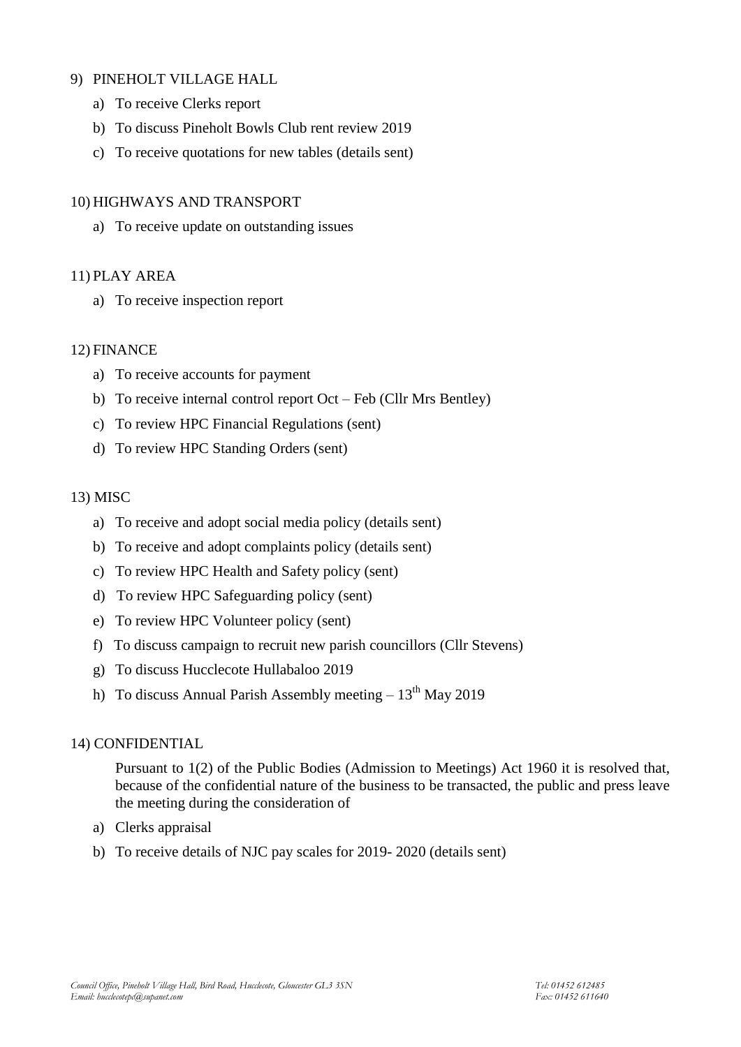9) PINEHOLT VILLAGE HALL

   a) To receive Clerks report
   b) To discuss Pineholt Bowls Club rent review 2019
   c) To receive quotations for new tables (details sent)

10) HIGHWAYS AND TRANSPORT

   a) To receive update on outstanding issues

11) PLAY AREA

   a) To receive inspection report

12) FINANCE

   a) To receive accounts for payment
   b) To receive internal control report Oct – Feb (Cllr Mrs Bentley)
   c) To review HPC Financial Regulations (sent)
   d) To review HPC Standing Orders (sent)

13) MISC

   a) To receive and adopt social media policy (details sent)
   b) To receive and adopt complaints policy (details sent)
   c) To review HPC Health and Safety policy (sent)
   d) To review HPC Safeguarding policy (sent)
   e) To review HPC Volunteer policy (sent)
   f) To discuss campaign to recruit new parish councillors (Cllr Stevens)
   g) To discuss Hucclecote Hullabaloo 2019
   h) To discuss Annual Parish Assembly meeting – 13th May 2019

14) CONFIDENTIAL

   Pursuant to 1(2) of the Public Bodies (Admission to Meetings) Act 1960 it is resolved that, because of the confidential nature of the business to be transacted, the public and press leave the meeting during the consideration of

   a) Clerks appraisal
   b) To receive details of NJC pay scales for 2019- 2020 (details sent)

*Council Office, Pineholt Village Hall, Bird Road, Hucclecote, Gloucester GL3 3SN*
*Email: hucclecotepc@supanet.com*

*Tel: 01452 612485*
*Fax: 01452 611640*